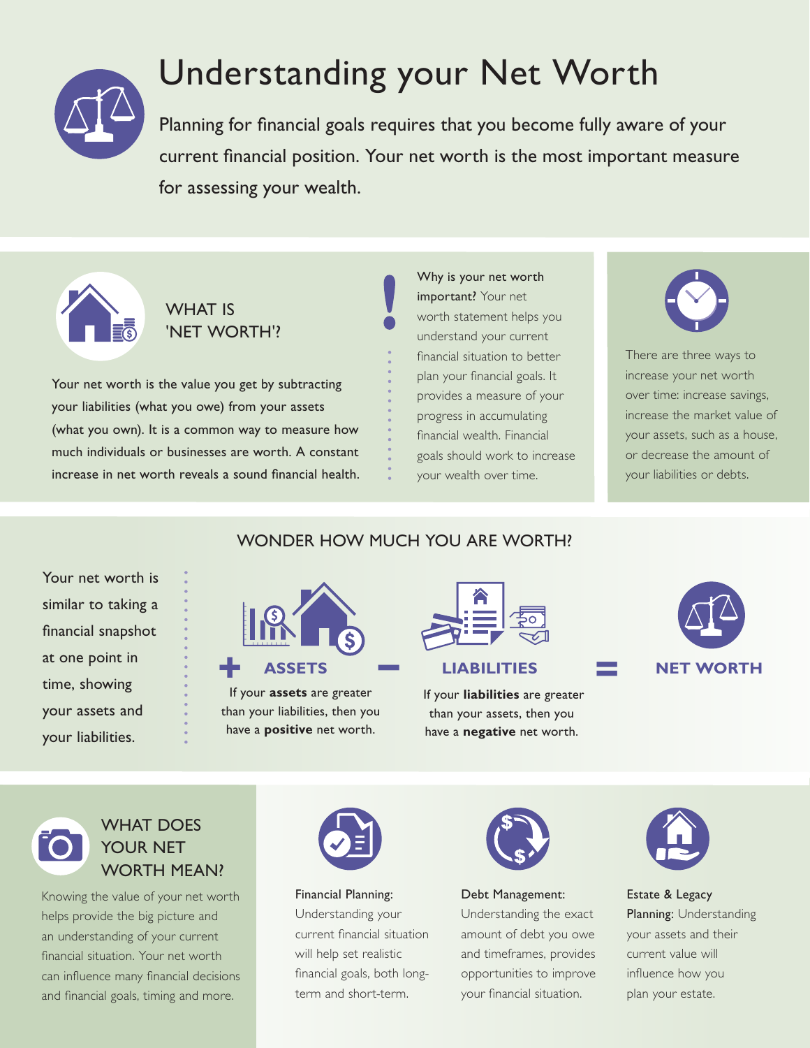# Understanding your Net Worth

Planning for financial goals requires that you become fully aware of your current financial position. Your net worth is the most important measure for assessing your wealth.

## WHAT IS 'NET WORTH'?

Your net worth is the value you get by subtracting your liabilities (what you owe) from your assets (what you own). It is a common way to measure how much individuals or businesses are worth. A constant increase in net worth reveals a sound financial health.

**Why is your net worth important?** Your net worth statement helps you understand your current financial situation to better plan your financial goals. It provides a measure of your progress in accumulating financial wealth. Financial goals should work to increase your wealth over time.

There are three ways to increase your net worth over time: increase savings, increase the market value of your assets, such as a house, or decrease the amount of your liabilities or debts.

## WONDER HOW MUCH YOU ARE WORTH?

Your net worth is similar to taking a financial snapshot at one point in time, showing your assets and your liabilities.

**+ ASSETS − LIABILITIES = NET WORTH**

**ASSETS:** If your **assets** are greater than your liabilities, then you have a **positive** net worth.

**LIABILITIES:** If your **liabilities** are greater than your assets, then you have a **negative** net worth.

## WHAT DOES YOUR NET WORTH MEAN?

Knowing the value of your net worth helps provide the big picture and an understanding of your current financial situation. Your net worth can influence many financial decisions and financial goals, timing and more.

**Financial Planning:** Understanding your current financial situation will help set realistic financial goals, both long-term and short-term.

**Debt Management:** Understanding the exact amount of debt you owe and timeframes, provides opportunities to improve your financial situation.

**Estate & Legacy Planning:** Understanding your assets and their current value will influence how you plan your estate.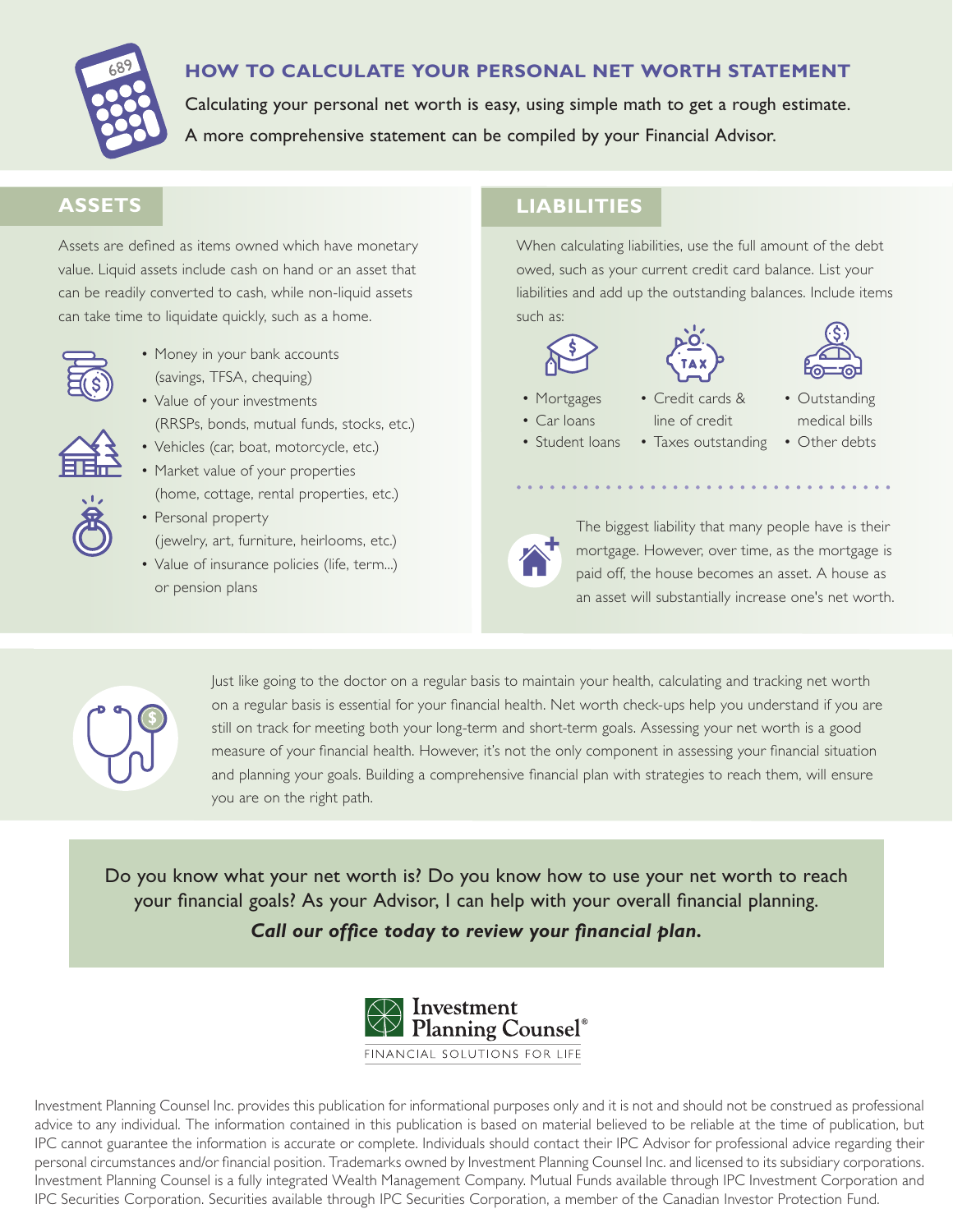# HOW TO CALCULATE YOUR PERSONAL NET WORTH STATEMENT

Calculating your personal net worth is easy, using simple math to get a rough estimate. A more comprehensive statement can be compiled by your Financial Advisor.

## ASSETS

Assets are defined as items owned which have monetary value. Liquid assets include cash on hand or an asset that can be readily converted to cash, while non-liquid assets can take time to liquidate quickly, such as a home.

- Money in your bank accounts (savings, TFSA, chequing)
- Value of your investments (RRSPs, bonds, mutual funds, stocks, etc.)
- Vehicles (car, boat, motorcycle, etc.)
- Market value of your properties (home, cottage, rental properties, etc.)
- Personal property (jewelry, art, furniture, heirlooms, etc.)
- Value of insurance policies (life, term...) or pension plans

## LIABILITIES

When calculating liabilities, use the full amount of the debt owed, such as your current credit card balance. List your liabilities and add up the outstanding balances. Include items such as:

- Mortgages
- Car loans
- Student loans
- Credit cards & line of credit
- Taxes outstanding
- Outstanding medical bills
- Other debts

The biggest liability that many people have is their mortgage. However, over time, as the mortgage is paid off, the house becomes an asset. A house as an asset will substantially increase one's net worth.

Just like going to the doctor on a regular basis to maintain your health, calculating and tracking net worth on a regular basis is essential for your financial health. Net worth check-ups help you understand if you are still on track for meeting both your long-term and short-term goals. Assessing your net worth is a good measure of your financial health. However, it's not the only component in assessing your financial situation and planning your goals. Building a comprehensive financial plan with strategies to reach them, will ensure you are on the right path.

Do you know what your net worth is? Do you know how to use your net worth to reach your financial goals? As your Advisor, I can help with your overall financial planning.

***Call our office today to review your financial plan.***

Investment Planning Counsel®
FINANCIAL SOLUTIONS FOR LIFE

Investment Planning Counsel Inc. provides this publication for informational purposes only and it is not and should not be construed as professional advice to any individual. The information contained in this publication is based on material believed to be reliable at the time of publication, but IPC cannot guarantee the information is accurate or complete. Individuals should contact their IPC Advisor for professional advice regarding their personal circumstances and/or financial position. Trademarks owned by Investment Planning Counsel Inc. and licensed to its subsidiary corporations. Investment Planning Counsel is a fully integrated Wealth Management Company. Mutual Funds available through IPC Investment Corporation and IPC Securities Corporation. Securities available through IPC Securities Corporation, a member of the Canadian Investor Protection Fund.